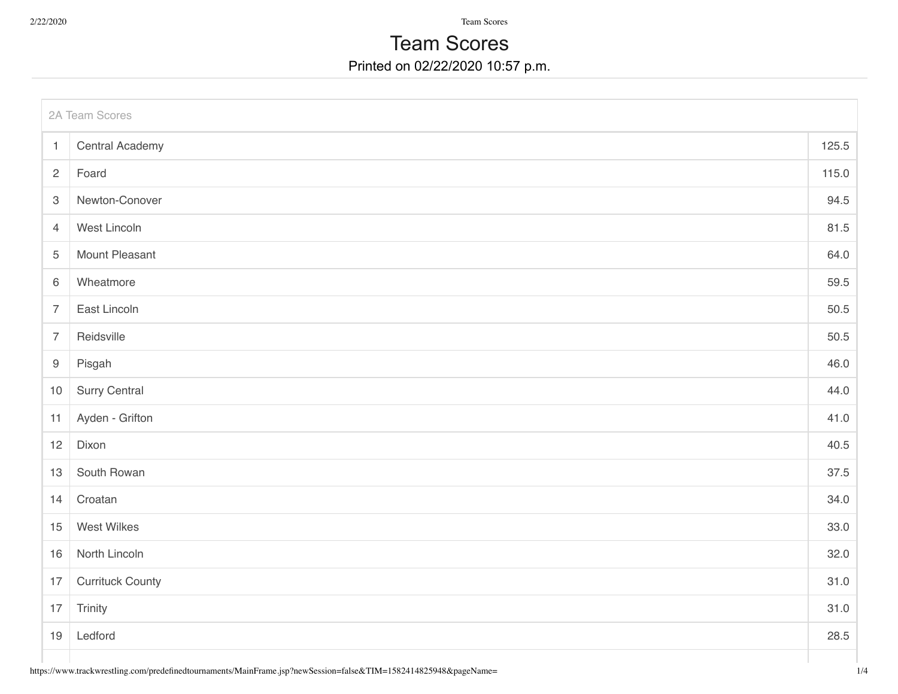# Team Scores

Printed on 02/22/2020 10:57 p.m.

2A Team Scores

| Rank | Team | Score |
|---|---|---|
| 1 | Central Academy | 125.5 |
| 2 | Foard | 115.0 |
| 3 | Newton-Conover | 94.5 |
| 4 | West Lincoln | 81.5 |
| 5 | Mount Pleasant | 64.0 |
| 6 | Wheatmore | 59.5 |
| 7 | East Lincoln | 50.5 |
| 7 | Reidsville | 50.5 |
| 9 | Pisgah | 46.0 |
| 10 | Surry Central | 44.0 |
| 11 | Ayden - Grifton | 41.0 |
| 12 | Dixon | 40.5 |
| 13 | South Rowan | 37.5 |
| 14 | Croatan | 34.0 |
| 15 | West Wilkes | 33.0 |
| 16 | North Lincoln | 32.0 |
| 17 | Currituck County | 31.0 |
| 17 | Trinity | 31.0 |
| 19 | Ledford | 28.5 |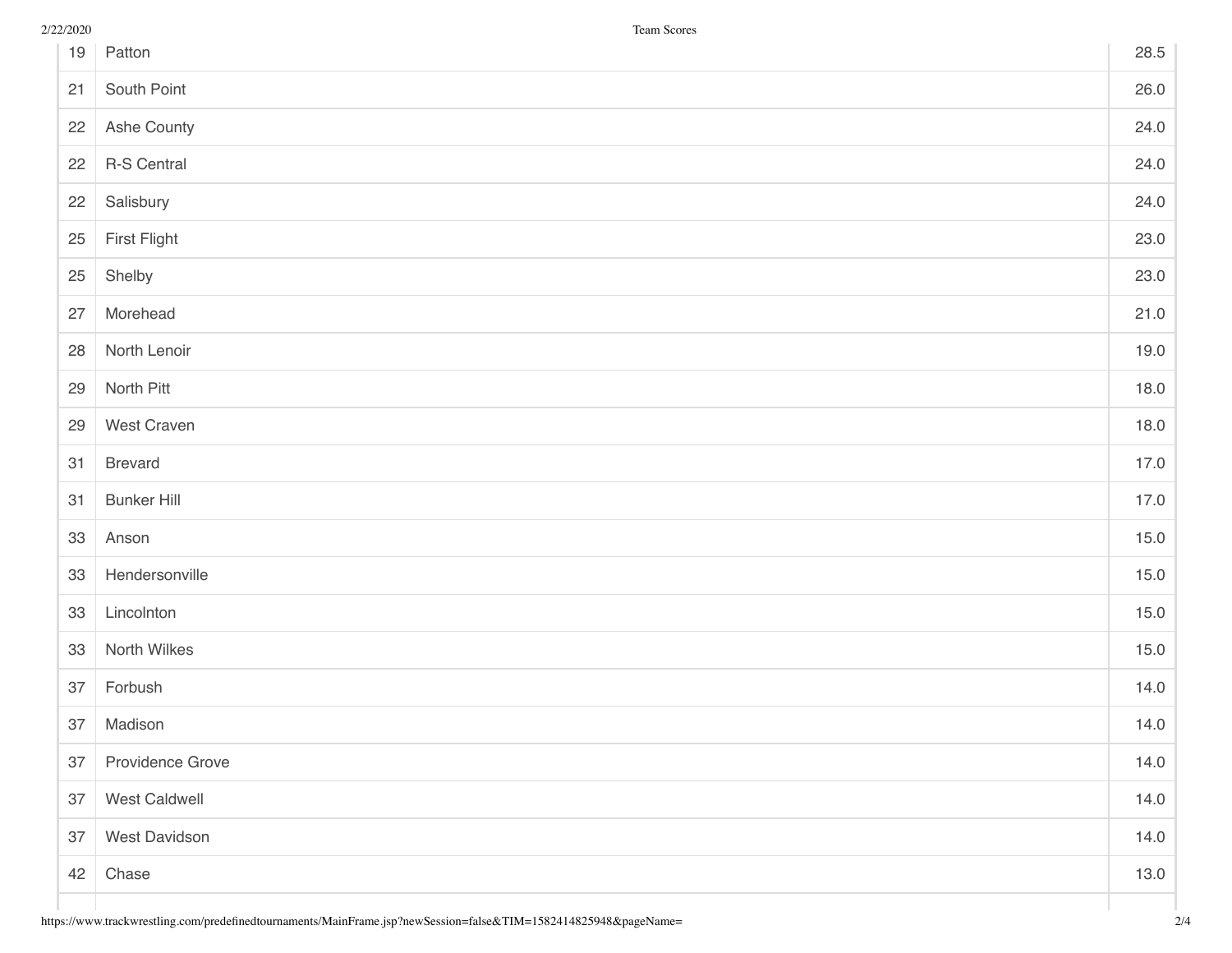| | | |
|---|---|---|
| 19 | Patton | 28.5 |
| 21 | South Point | 26.0 |
| 22 | Ashe County | 24.0 |
| 22 | R-S Central | 24.0 |
| 22 | Salisbury | 24.0 |
| 25 | First Flight | 23.0 |
| 25 | Shelby | 23.0 |
| 27 | Morehead | 21.0 |
| 28 | North Lenoir | 19.0 |
| 29 | North Pitt | 18.0 |
| 29 | West Craven | 18.0 |
| 31 | Brevard | 17.0 |
| 31 | Bunker Hill | 17.0 |
| 33 | Anson | 15.0 |
| 33 | Hendersonville | 15.0 |
| 33 | Lincolnton | 15.0 |
| 33 | North Wilkes | 15.0 |
| 37 | Forbush | 14.0 |
| 37 | Madison | 14.0 |
| 37 | Providence Grove | 14.0 |
| 37 | West Caldwell | 14.0 |
| 37 | West Davidson | 14.0 |
| 42 | Chase | 13.0 |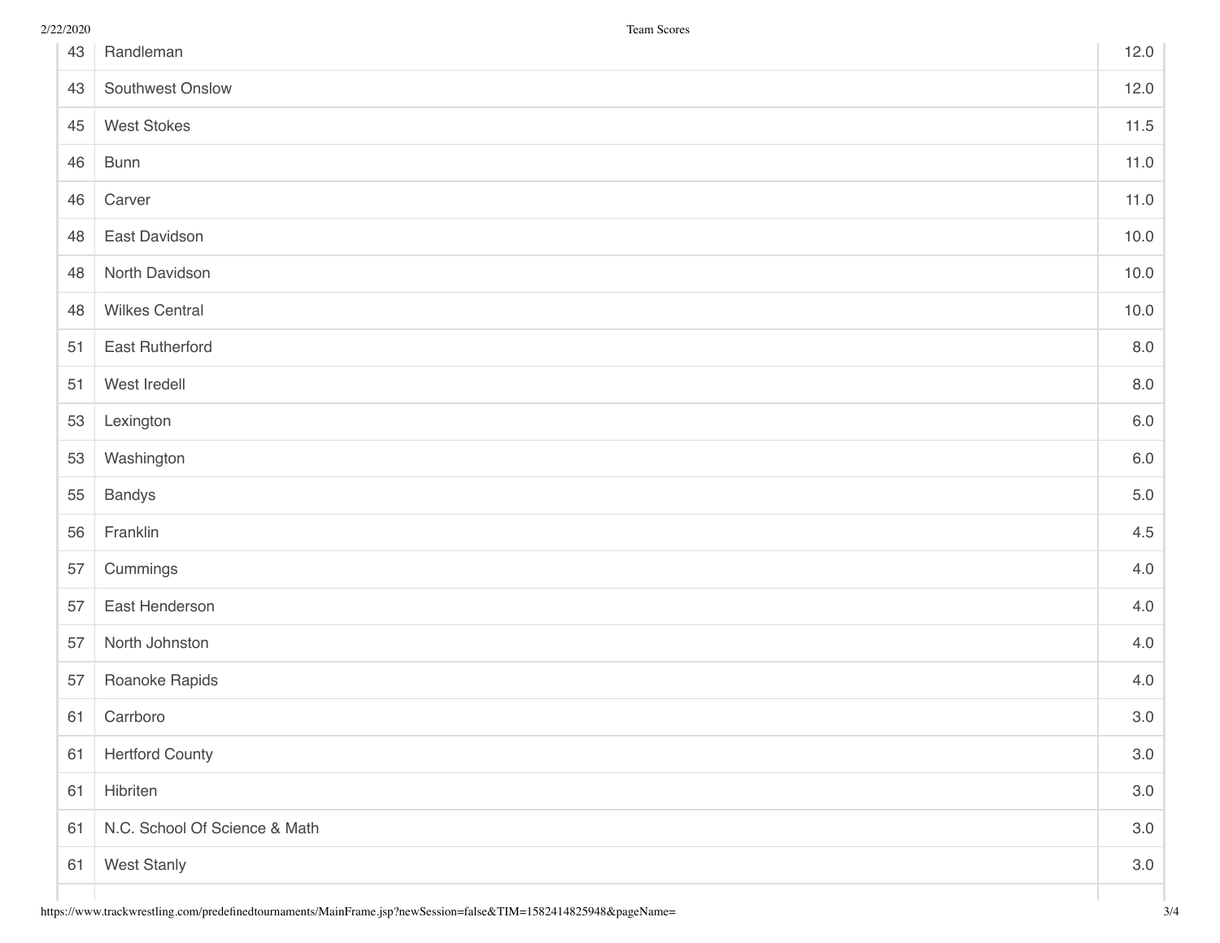| | | |
|---|---|---|
| 43 | Randleman | 12.0 |
| 43 | Southwest Onslow | 12.0 |
| 45 | West Stokes | 11.5 |
| 46 | Bunn | 11.0 |
| 46 | Carver | 11.0 |
| 48 | East Davidson | 10.0 |
| 48 | North Davidson | 10.0 |
| 48 | Wilkes Central | 10.0 |
| 51 | East Rutherford | 8.0 |
| 51 | West Iredell | 8.0 |
| 53 | Lexington | 6.0 |
| 53 | Washington | 6.0 |
| 55 | Bandys | 5.0 |
| 56 | Franklin | 4.5 |
| 57 | Cummings | 4.0 |
| 57 | East Henderson | 4.0 |
| 57 | North Johnston | 4.0 |
| 57 | Roanoke Rapids | 4.0 |
| 61 | Carrboro | 3.0 |
| 61 | Hertford County | 3.0 |
| 61 | Hibriten | 3.0 |
| 61 | N.C. School Of Science & Math | 3.0 |
| 61 | West Stanly | 3.0 |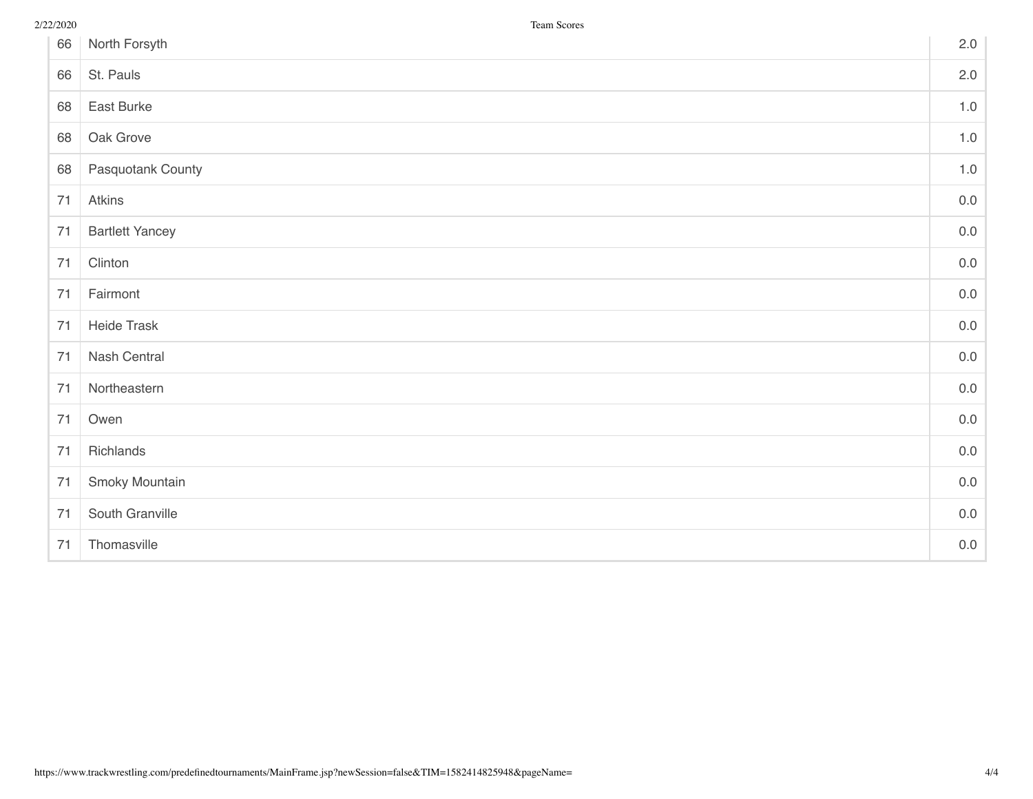| | | |
|---|---|---|
| 66 | North Forsyth | 2.0 |
| 66 | St. Pauls | 2.0 |
| 68 | East Burke | 1.0 |
| 68 | Oak Grove | 1.0 |
| 68 | Pasquotank County | 1.0 |
| 71 | Atkins | 0.0 |
| 71 | Bartlett Yancey | 0.0 |
| 71 | Clinton | 0.0 |
| 71 | Fairmont | 0.0 |
| 71 | Heide Trask | 0.0 |
| 71 | Nash Central | 0.0 |
| 71 | Northeastern | 0.0 |
| 71 | Owen | 0.0 |
| 71 | Richlands | 0.0 |
| 71 | Smoky Mountain | 0.0 |
| 71 | South Granville | 0.0 |
| 71 | Thomasville | 0.0 |